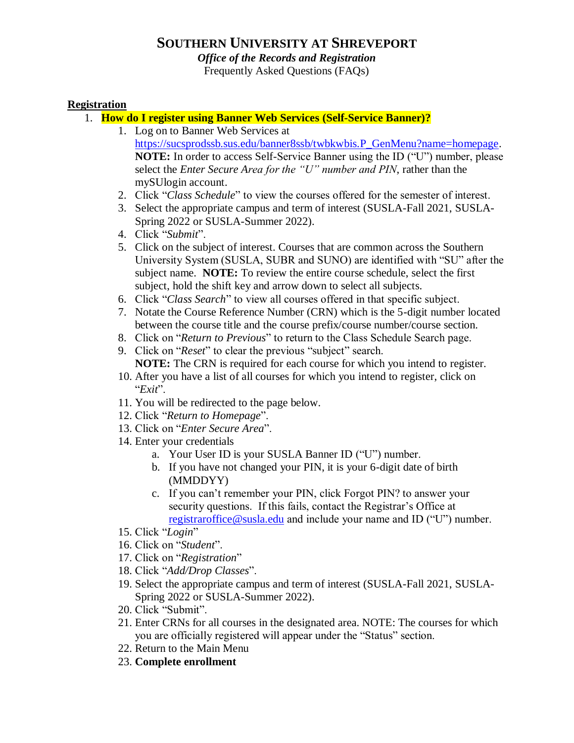# SOUTHERN UNIVERSITY AT SHREVEPORT

***Office of the Records and Registration***

Frequently Asked Questions (FAQs)

## Registration

1. **How do I register using Banner Web Services (Self-Service Banner)?**
    1. Log on to Banner Web Services at https://sucsprodssb.sus.edu/banner8ssb/twbkwbis.P_GenMenu?name=homepage. **NOTE:** In order to access Self-Service Banner using the ID ("U") number, please select the *Enter Secure Area for the "U" number and PIN,* rather than the mySUlogin account.
    2. Click "*Class Schedule*" to view the courses offered for the semester of interest.
    3. Select the appropriate campus and term of interest (SUSLA-Fall 2021, SUSLA-Spring 2022 or SUSLA-Summer 2022).
    4. Click "*Submit*".
    5. Click on the subject of interest. Courses that are common across the Southern University System (SUSLA, SUBR and SUNO) are identified with "SU" after the subject name. **NOTE:** To review the entire course schedule, select the first subject, hold the shift key and arrow down to select all subjects.
    6. Click "*Class Search*" to view all courses offered in that specific subject.
    7. Notate the Course Reference Number (CRN) which is the 5-digit number located between the course title and the course prefix/course number/course section.
    8. Click on "*Return to Previous*" to return to the Class Schedule Search page.
    9. Click on "*Reset*" to clear the previous "subject" search. **NOTE:** The CRN is required for each course for which you intend to register.
    10. After you have a list of all courses for which you intend to register, click on "*Exit*".
    11. You will be redirected to the page below.
    12. Click "*Return to Homepage*".
    13. Click on "*Enter Secure Area*".
    14. Enter your credentials
        a. Your User ID is your SUSLA Banner ID ("U") number.
        b. If you have not changed your PIN, it is your 6-digit date of birth (MMDDYY)
        c. If you can't remember your PIN, click Forgot PIN? to answer your security questions. If this fails, contact the Registrar's Office at registraroffice@susla.edu and include your name and ID ("U") number.
    15. Click "*Login*"
    16. Click on "*Student*".
    17. Click on "*Registration*"
    18. Click "*Add/Drop Classes*".
    19. Select the appropriate campus and term of interest (SUSLA-Fall 2021, SUSLA-Spring 2022 or SUSLA-Summer 2022).
    20. Click "Submit".
    21. Enter CRNs for all courses in the designated area. NOTE: The courses for which you are officially registered will appear under the "Status" section.
    22. Return to the Main Menu
    23. **Complete enrollment**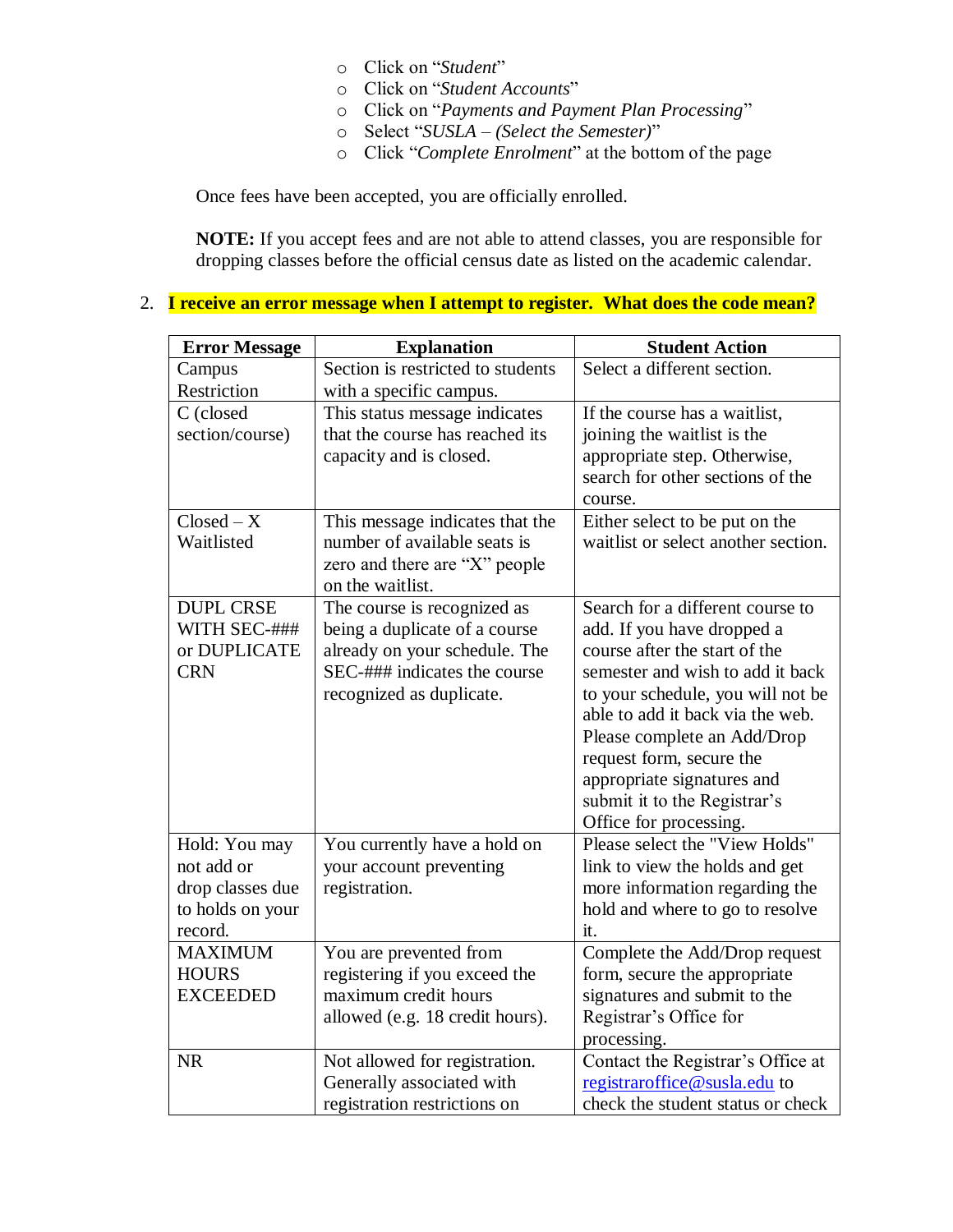- Click on "*Student*"
- Click on "*Student Accounts*"
- Click on "*Payments and Payment Plan Processing*"
- Select "*SUSLA – (Select the Semester)*"
- Click "*Complete Enrolment*" at the bottom of the page

Once fees have been accepted, you are officially enrolled.

**NOTE:** If you accept fees and are not able to attend classes, you are responsible for dropping classes before the official census date as listed on the academic calendar.

2. **I receive an error message when I attempt to register. What does the code mean?**

| Error Message | Explanation | Student Action |
|---|---|---|
| Campus Restriction | Section is restricted to students with a specific campus. | Select a different section. |
| C (closed section/course) | This status message indicates that the course has reached its capacity and is closed. | If the course has a waitlist, joining the waitlist is the appropriate step. Otherwise, search for other sections of the course. |
| Closed – X Waitlisted | This message indicates that the number of available seats is zero and there are "X" people on the waitlist. | Either select to be put on the waitlist or select another section. |
| DUPL CRSE WITH SEC-### or DUPLICATE CRN | The course is recognized as being a duplicate of a course already on your schedule. The SEC-### indicates the course recognized as duplicate. | Search for a different course to add. If you have dropped a course after the start of the semester and wish to add it back to your schedule, you will not be able to add it back via the web. Please complete an Add/Drop request form, secure the appropriate signatures and submit it to the Registrar's Office for processing. |
| Hold: You may not add or drop classes due to holds on your record. | You currently have a hold on your account preventing registration. | Please select the "View Holds" link to view the holds and get more information regarding the hold and where to go to resolve it. |
| MAXIMUM HOURS EXCEEDED | You are prevented from registering if you exceed the maximum credit hours allowed (e.g. 18 credit hours). | Complete the Add/Drop request form, secure the appropriate signatures and submit to the Registrar's Office for processing. |
| NR | Not allowed for registration. Generally associated with registration restrictions on | Contact the Registrar's Office at registraroffice@susla.edu to check the student status or check |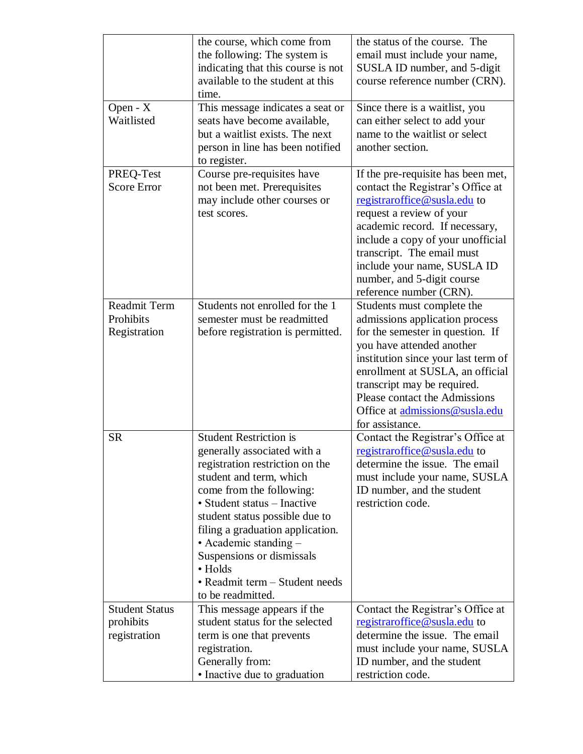| | | |
|---|---|---|
| | the course, which come from the following: The system is indicating that this course is not available to the student at this time. | the status of the course. The email must include your name, SUSLA ID number, and 5-digit course reference number (CRN). |
| Open - X Waitlisted | This message indicates a seat or seats have become available, but a waitlist exists. The next person in line has been notified to register. | Since there is a waitlist, you can either select to add your name to the waitlist or select another section. |
| PREQ-Test Score Error | Course pre-requisites have not been met. Prerequisites may include other courses or test scores. | If the pre-requisite has been met, contact the Registrar's Office at registraroffice@susla.edu to request a review of your academic record. If necessary, include a copy of your unofficial transcript. The email must include your name, SUSLA ID number, and 5-digit course reference number (CRN). |
| Readmit Term Prohibits Registration | Students not enrolled for the 1 semester must be readmitted before registration is permitted. | Students must complete the admissions application process for the semester in question. If you have attended another institution since your last term of enrollment at SUSLA, an official transcript may be required. Please contact the Admissions Office at admissions@susla.edu for assistance. |
| SR | Student Restriction is generally associated with a registration restriction on the student and term, which come from the following:<br>• Student status – Inactive student status possible due to filing a graduation application.<br>• Academic standing – Suspensions or dismissals<br>• Holds<br>• Readmit term – Student needs to be readmitted. | Contact the Registrar's Office at registraroffice@susla.edu to determine the issue. The email must include your name, SUSLA ID number, and the student restriction code. |
| Student Status prohibits registration | This message appears if the student status for the selected term is one that prevents registration.<br>Generally from:<br>• Inactive due to graduation | Contact the Registrar's Office at registraroffice@susla.edu to determine the issue. The email must include your name, SUSLA ID number, and the student restriction code. |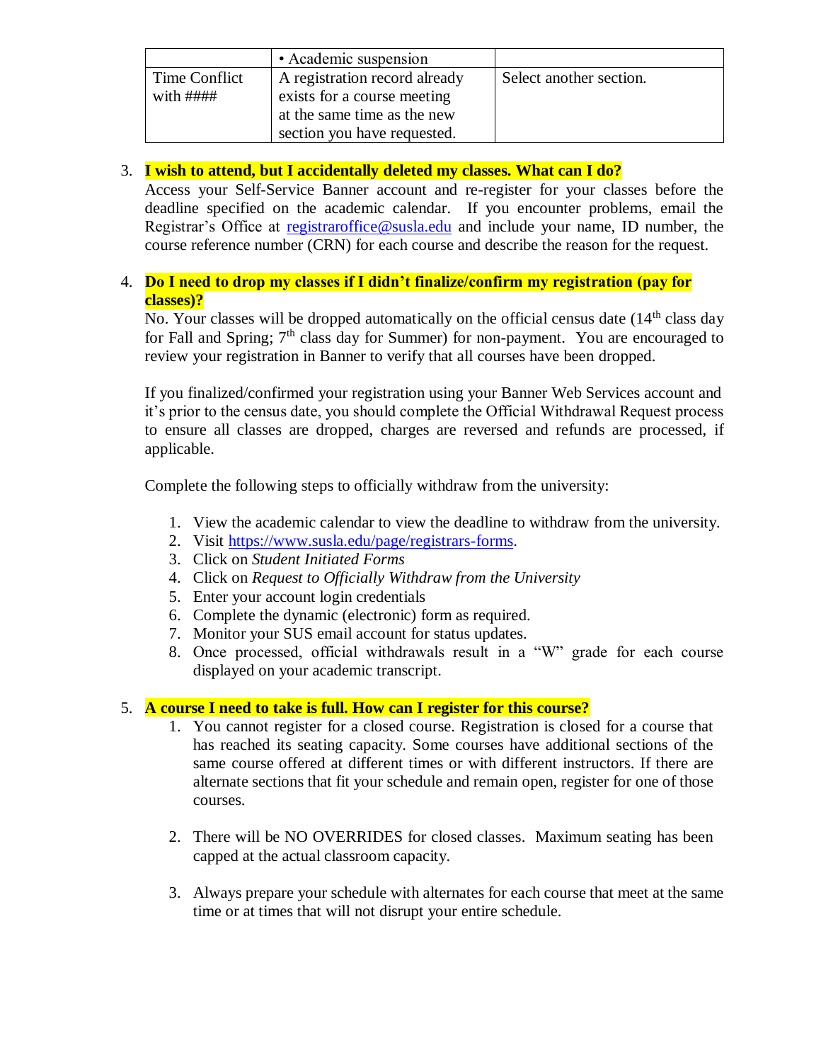|  | • Academic suspension |  |
| --- | --- | --- |
| Time Conflict with #### | A registration record already exists for a course meeting at the same time as the new section you have requested. | Select another section. |

3. **I wish to attend, but I accidentally deleted my classes. What can I do?**
   Access your Self-Service Banner account and re-register for your classes before the deadline specified on the academic calendar. If you encounter problems, email the Registrar's Office at registraroffice@susla.edu and include your name, ID number, the course reference number (CRN) for each course and describe the reason for the request.

4. **Do I need to drop my classes if I didn't finalize/confirm my registration (pay for classes)?**
   No. Your classes will be dropped automatically on the official census date (14th class day for Fall and Spring; 7th class day for Summer) for non-payment. You are encouraged to review your registration in Banner to verify that all courses have been dropped.

   If you finalized/confirmed your registration using your Banner Web Services account and it's prior to the census date, you should complete the Official Withdrawal Request process to ensure all classes are dropped, charges are reversed and refunds are processed, if applicable.

   Complete the following steps to officially withdraw from the university:

   1. View the academic calendar to view the deadline to withdraw from the university.
   2. Visit https://www.susla.edu/page/registrars-forms.
   3. Click on *Student Initiated Forms*
   4. Click on *Request to Officially Withdraw from the University*
   5. Enter your account login credentials
   6. Complete the dynamic (electronic) form as required.
   7. Monitor your SUS email account for status updates.
   8. Once processed, official withdrawals result in a "W" grade for each course displayed on your academic transcript.

5. **A course I need to take is full. How can I register for this course?**
   1. You cannot register for a closed course. Registration is closed for a course that has reached its seating capacity. Some courses have additional sections of the same course offered at different times or with different instructors. If there are alternate sections that fit your schedule and remain open, register for one of those courses.

   2. There will be NO OVERRIDES for closed classes. Maximum seating has been capped at the actual classroom capacity.

   3. Always prepare your schedule with alternates for each course that meet at the same time or at times that will not disrupt your entire schedule.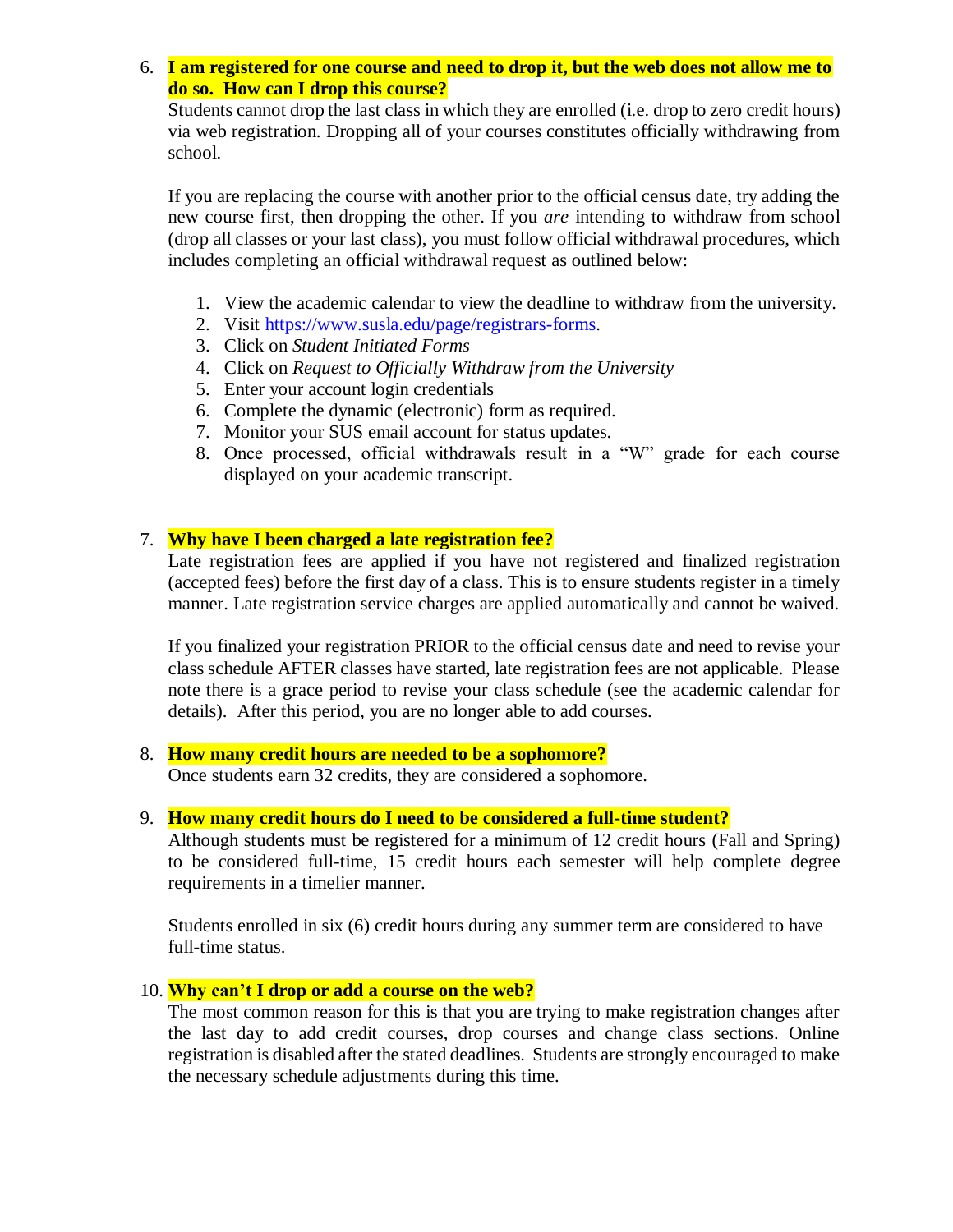6. **I am registered for one course and need to drop it, but the web does not allow me to do so. How can I drop this course?**

   Students cannot drop the last class in which they are enrolled (i.e. drop to zero credit hours) via web registration. Dropping all of your courses constitutes officially withdrawing from school.

   If you are replacing the course with another prior to the official census date, try adding the new course first, then dropping the other. If you *are* intending to withdraw from school (drop all classes or your last class), you must follow official withdrawal procedures, which includes completing an official withdrawal request as outlined below:

   1. View the academic calendar to view the deadline to withdraw from the university.
   2. Visit https://www.susla.edu/page/registrars-forms.
   3. Click on *Student Initiated Forms*
   4. Click on *Request to Officially Withdraw from the University*
   5. Enter your account login credentials
   6. Complete the dynamic (electronic) form as required.
   7. Monitor your SUS email account for status updates.
   8. Once processed, official withdrawals result in a "W" grade for each course displayed on your academic transcript.

7. **Why have I been charged a late registration fee?**

   Late registration fees are applied if you have not registered and finalized registration (accepted fees) before the first day of a class. This is to ensure students register in a timely manner. Late registration service charges are applied automatically and cannot be waived.

   If you finalized your registration PRIOR to the official census date and need to revise your class schedule AFTER classes have started, late registration fees are not applicable. Please note there is a grace period to revise your class schedule (see the academic calendar for details). After this period, you are no longer able to add courses.

8. **How many credit hours are needed to be a sophomore?**

   Once students earn 32 credits, they are considered a sophomore.

9. **How many credit hours do I need to be considered a full-time student?**

   Although students must be registered for a minimum of 12 credit hours (Fall and Spring) to be considered full-time, 15 credit hours each semester will help complete degree requirements in a timelier manner.

   Students enrolled in six (6) credit hours during any summer term are considered to have full-time status.

10. **Why can't I drop or add a course on the web?**

    The most common reason for this is that you are trying to make registration changes after the last day to add credit courses, drop courses and change class sections. Online registration is disabled after the stated deadlines. Students are strongly encouraged to make the necessary schedule adjustments during this time.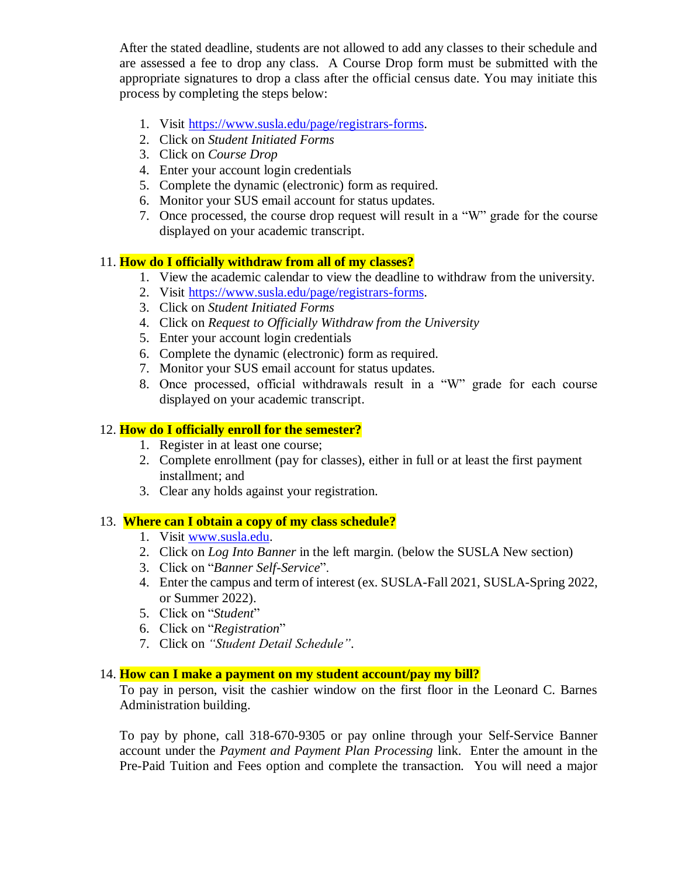After the stated deadline, students are not allowed to add any classes to their schedule and are assessed a fee to drop any class. A Course Drop form must be submitted with the appropriate signatures to drop a class after the official census date. You may initiate this process by completing the steps below:

1. Visit https://www.susla.edu/page/registrars-forms.
2. Click on *Student Initiated Forms*
3. Click on *Course Drop*
4. Enter your account login credentials
5. Complete the dynamic (electronic) form as required.
6. Monitor your SUS email account for status updates.
7. Once processed, the course drop request will result in a "W" grade for the course displayed on your academic transcript.

11. **How do I officially withdraw from all of my classes?**
    1. View the academic calendar to view the deadline to withdraw from the university.
    2. Visit https://www.susla.edu/page/registrars-forms.
    3. Click on *Student Initiated Forms*
    4. Click on *Request to Officially Withdraw from the University*
    5. Enter your account login credentials
    6. Complete the dynamic (electronic) form as required.
    7. Monitor your SUS email account for status updates.
    8. Once processed, official withdrawals result in a "W" grade for each course displayed on your academic transcript.

12. **How do I officially enroll for the semester?**
    1. Register in at least one course;
    2. Complete enrollment (pay for classes), either in full or at least the first payment installment; and
    3. Clear any holds against your registration.

13. **Where can I obtain a copy of my class schedule?**
    1. Visit www.susla.edu.
    2. Click on *Log Into Banner* in the left margin. (below the SUSLA New section)
    3. Click on "*Banner Self-Service*".
    4. Enter the campus and term of interest (ex. SUSLA-Fall 2021, SUSLA-Spring 2022, or Summer 2022).
    5. Click on "*Student*"
    6. Click on "*Registration*"
    7. Click on *"Student Detail Schedule"*.

14. **How can I make a payment on my student account/pay my bill?**

    To pay in person, visit the cashier window on the first floor in the Leonard C. Barnes Administration building.

    To pay by phone, call 318-670-9305 or pay online through your Self-Service Banner account under the *Payment and Payment Plan Processing* link. Enter the amount in the Pre-Paid Tuition and Fees option and complete the transaction. You will need a major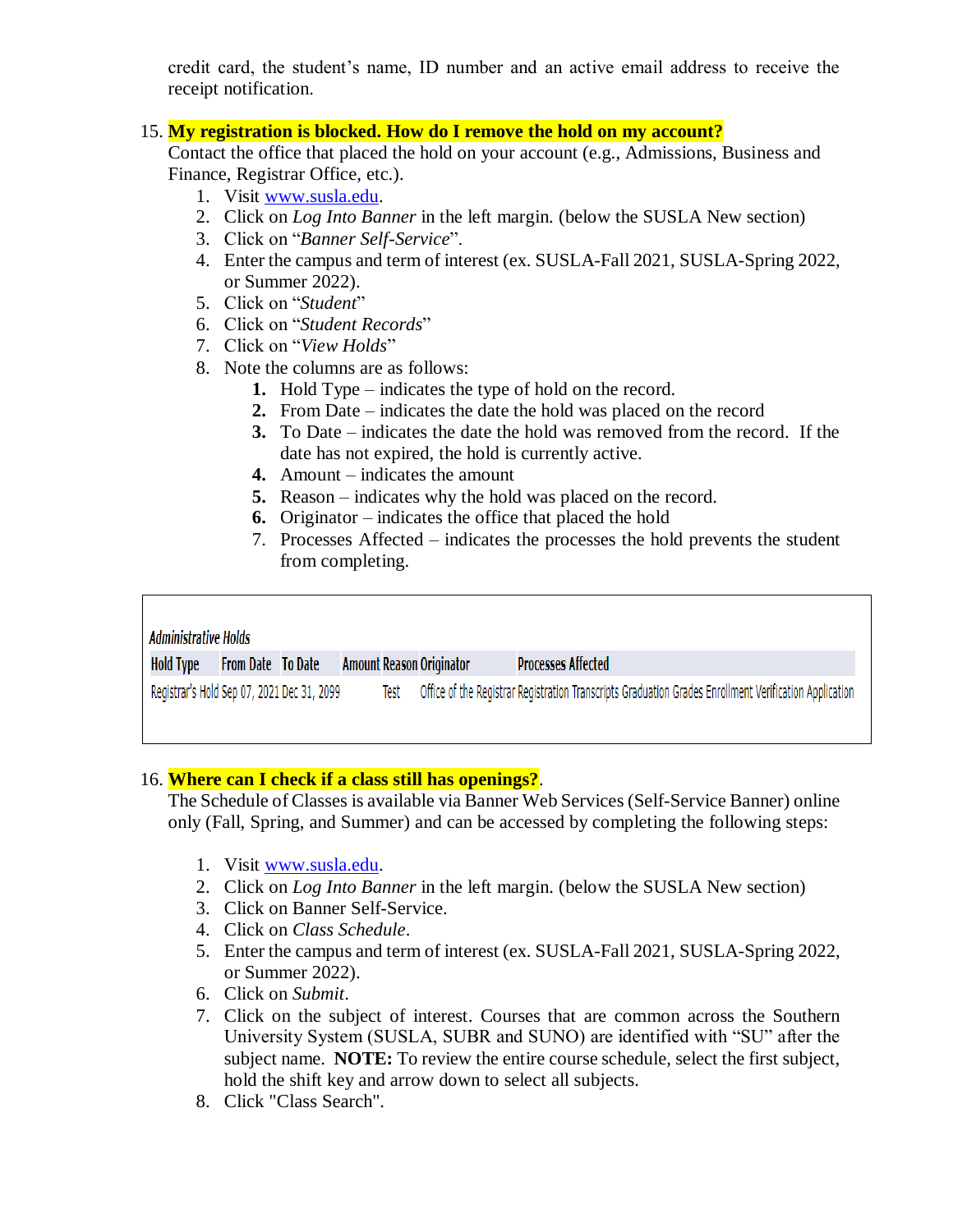credit card, the student's name, ID number and an active email address to receive the receipt notification.

15. **My registration is blocked. How do I remove the hold on my account?**
    Contact the office that placed the hold on your account (e.g., Admissions, Business and Finance, Registrar Office, etc.).
    1. Visit [www.susla.edu](www.susla.edu).
    2. Click on *Log Into Banner* in the left margin. (below the SUSLA New section)
    3. Click on "*Banner Self-Service*".
    4. Enter the campus and term of interest (ex. SUSLA-Fall 2021, SUSLA-Spring 2022, or Summer 2022).
    5. Click on "*Student*"
    6. Click on "*Student Records*"
    7. Click on "*View Holds*"
    8. Note the columns are as follows:
        1. Hold Type – indicates the type of hold on the record.
        2. From Date – indicates the date the hold was placed on the record
        3. To Date – indicates the date the hold was removed from the record. If the date has not expired, the hold is currently active.
        4. Amount – indicates the amount
        5. Reason – indicates why the hold was placed on the record.
        6. Originator – indicates the office that placed the hold
        7. Processes Affected – indicates the processes the hold prevents the student from completing.

*Administrative Holds*

| Hold Type | From Date | To Date | Amount | Reason | Originator | Processes Affected |
|---|---|---|---|---|---|---|
| Registrar's Hold | Sep 07, 2021 | Dec 31, 2099 | | Test | Office of the Registrar | Registration Transcripts Graduation Grades Enrollment Verification Application |

16. **Where can I check if a class still has openings?**.
    The Schedule of Classes is available via Banner Web Services (Self-Service Banner) online only (Fall, Spring, and Summer) and can be accessed by completing the following steps:

    1. Visit [www.susla.edu](www.susla.edu).
    2. Click on *Log Into Banner* in the left margin. (below the SUSLA New section)
    3. Click on Banner Self-Service.
    4. Click on *Class Schedule*.
    5. Enter the campus and term of interest (ex. SUSLA-Fall 2021, SUSLA-Spring 2022, or Summer 2022).
    6. Click on *Submit*.
    7. Click on the subject of interest. Courses that are common across the Southern University System (SUSLA, SUBR and SUNO) are identified with "SU" after the subject name. **NOTE:** To review the entire course schedule, select the first subject, hold the shift key and arrow down to select all subjects.
    8. Click "Class Search".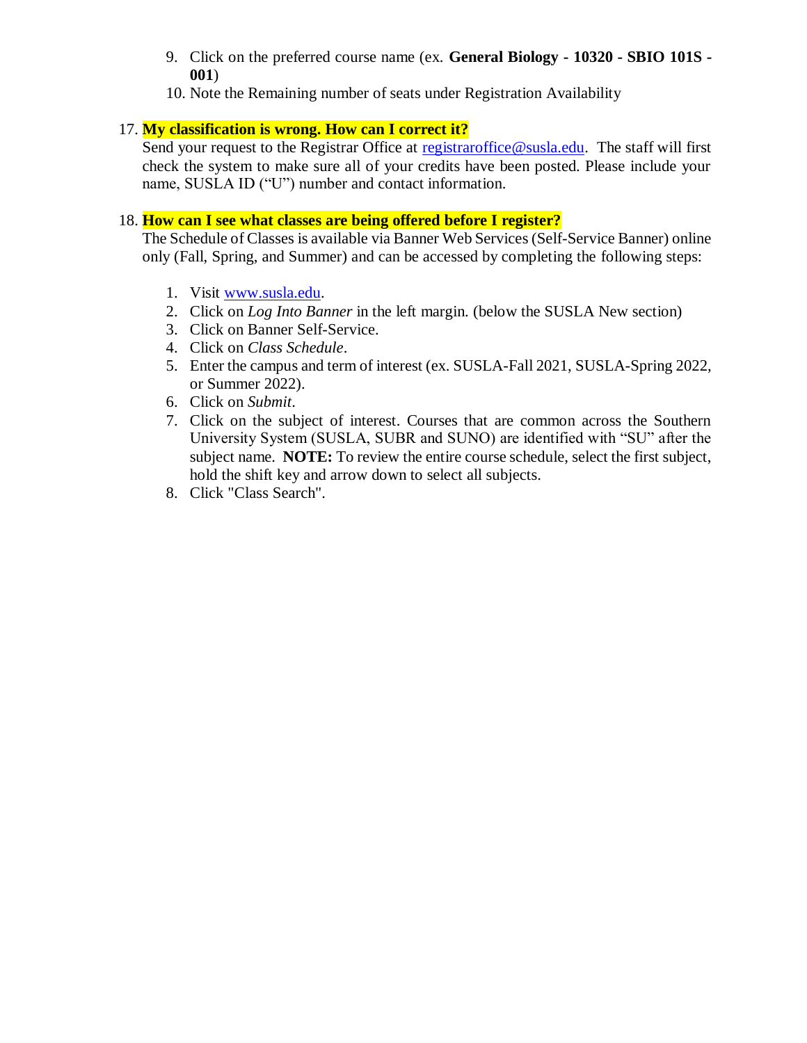9. Click on the preferred course name (ex. **General Biology - 10320 - SBIO 101S - 001**)
10. Note the Remaining number of seats under Registration Availability

17. **My classification is wrong. How can I correct it?**

    Send your request to the Registrar Office at registraroffice@susla.edu. The staff will first check the system to make sure all of your credits have been posted. Please include your name, SUSLA ID ("U") number and contact information.

18. **How can I see what classes are being offered before I register?**

    The Schedule of Classes is available via Banner Web Services (Self-Service Banner) online only (Fall, Spring, and Summer) and can be accessed by completing the following steps:

    1. Visit www.susla.edu.
    2. Click on *Log Into Banner* in the left margin. (below the SUSLA New section)
    3. Click on Banner Self-Service.
    4. Click on *Class Schedule*.
    5. Enter the campus and term of interest (ex. SUSLA-Fall 2021, SUSLA-Spring 2022, or Summer 2022).
    6. Click on *Submit*.
    7. Click on the subject of interest. Courses that are common across the Southern University System (SUSLA, SUBR and SUNO) are identified with "SU" after the subject name. **NOTE:** To review the entire course schedule, select the first subject, hold the shift key and arrow down to select all subjects.
    8. Click "Class Search".